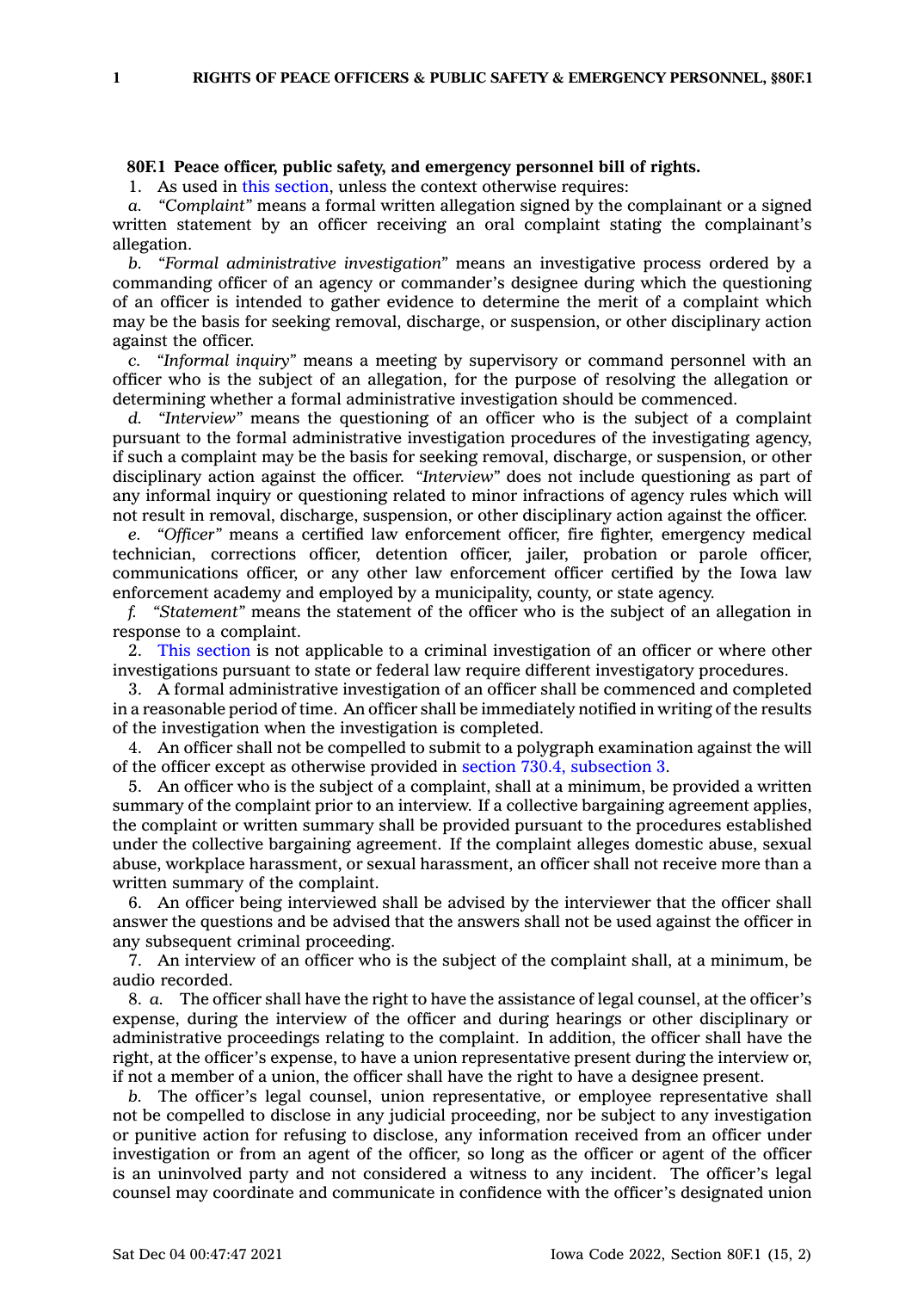**80F.1 Peace officer, public safety, and emergency personnel bill of rights.**

1. As used in this section, unless the context otherwise requires:

*a. "Complaint"* means a formal written allegation signed by the complainant or a signed written statement by an officer receiving an oral complaint stating the complainant's allegation.

*b. "Formal administrative investigation"* means an investigative process ordered by a commanding officer of an agency or commander's designee during which the questioning of an officer is intended to gather evidence to determine the merit of a complaint which may be the basis for seeking removal, discharge, or suspension, or other disciplinary action against the officer.

*c. "Informal inquiry"* means a meeting by supervisory or command personnel with an officer who is the subject of an allegation, for the purpose of resolving the allegation or determining whether a formal administrative investigation should be commenced.

*d. "Interview"* means the questioning of an officer who is the subject of a complaint pursuant to the formal administrative investigation procedures of the investigating agency, if such a complaint may be the basis for seeking removal, discharge, or suspension, or other disciplinary action against the officer. *"Interview"* does not include questioning as part of any informal inquiry or questioning related to minor infractions of agency rules which will not result in removal, discharge, suspension, or other disciplinary action against the officer.

*e. "Officer"* means a certified law enforcement officer, fire fighter, emergency medical technician, corrections officer, detention officer, jailer, probation or parole officer, communications officer, or any other law enforcement officer certified by the Iowa law enforcement academy and employed by a municipality, county, or state agency.

*f. "Statement"* means the statement of the officer who is the subject of an allegation in response to a complaint.

2. This section is not applicable to a criminal investigation of an officer or where other investigations pursuant to state or federal law require different investigatory procedures.

3. A formal administrative investigation of an officer shall be commenced and completed in a reasonable period of time. An officer shall be immediately notified in writing of the results of the investigation when the investigation is completed.

4. An officer shall not be compelled to submit to a polygraph examination against the will of the officer except as otherwise provided in section 730.4, subsection 3.

5. An officer who is the subject of a complaint, shall at a minimum, be provided a written summary of the complaint prior to an interview. If a collective bargaining agreement applies, the complaint or written summary shall be provided pursuant to the procedures established under the collective bargaining agreement. If the complaint alleges domestic abuse, sexual abuse, workplace harassment, or sexual harassment, an officer shall not receive more than a written summary of the complaint.

6. An officer being interviewed shall be advised by the interviewer that the officer shall answer the questions and be advised that the answers shall not be used against the officer in any subsequent criminal proceeding.

7. An interview of an officer who is the subject of the complaint shall, at a minimum, be audio recorded.

8. *a.* The officer shall have the right to have the assistance of legal counsel, at the officer's expense, during the interview of the officer and during hearings or other disciplinary or administrative proceedings relating to the complaint. In addition, the officer shall have the right, at the officer's expense, to have a union representative present during the interview or, if not a member of a union, the officer shall have the right to have a designee present.

*b.* The officer's legal counsel, union representative, or employee representative shall not be compelled to disclose in any judicial proceeding, nor be subject to any investigation or punitive action for refusing to disclose, any information received from an officer under investigation or from an agent of the officer, so long as the officer or agent of the officer is an uninvolved party and not considered a witness to any incident. The officer's legal counsel may coordinate and communicate in confidence with the officer's designated union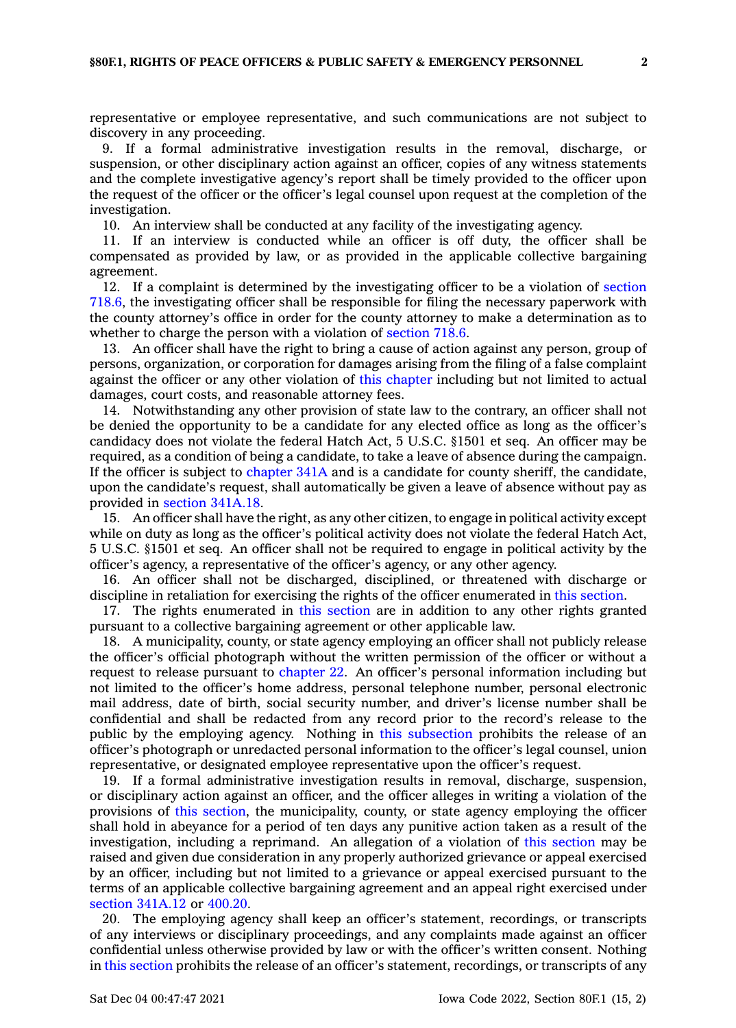representative or employee representative, and such communications are not subject to discovery in any proceeding.

9. If a formal administrative investigation results in the removal, discharge, or suspension, or other disciplinary action against an officer, copies of any witness statements and the complete investigative agency's report shall be timely provided to the officer upon the request of the officer or the officer's legal counsel upon request at the completion of the investigation.

10. An interview shall be conducted at any facility of the investigating agency.

11. If an interview is conducted while an officer is off duty, the officer shall be compensated as provided by law, or as provided in the applicable collective bargaining agreement.

12. If a complaint is determined by the investigating officer to be a violation of section 718.6, the investigating officer shall be responsible for filing the necessary paperwork with the county attorney's office in order for the county attorney to make a determination as to whether to charge the person with a violation of section 718.6.

13. An officer shall have the right to bring a cause of action against any person, group of persons, organization, or corporation for damages arising from the filing of a false complaint against the officer or any other violation of this chapter including but not limited to actual damages, court costs, and reasonable attorney fees.

14. Notwithstanding any other provision of state law to the contrary, an officer shall not be denied the opportunity to be a candidate for any elected office as long as the officer's candidacy does not violate the federal Hatch Act, 5 U.S.C. §1501 et seq. An officer may be required, as a condition of being a candidate, to take a leave of absence during the campaign. If the officer is subject to chapter 341A and is a candidate for county sheriff, the candidate, upon the candidate's request, shall automatically be given a leave of absence without pay as provided in section 341A.18.

15. An officer shall have the right, as any other citizen, to engage in political activity except while on duty as long as the officer's political activity does not violate the federal Hatch Act, 5 U.S.C. §1501 et seq. An officer shall not be required to engage in political activity by the officer's agency, a representative of the officer's agency, or any other agency.

16. An officer shall not be discharged, disciplined, or threatened with discharge or discipline in retaliation for exercising the rights of the officer enumerated in this section.

17. The rights enumerated in this section are in addition to any other rights granted pursuant to a collective bargaining agreement or other applicable law.

18. A municipality, county, or state agency employing an officer shall not publicly release the officer's official photograph without the written permission of the officer or without a request to release pursuant to chapter 22. An officer's personal information including but not limited to the officer's home address, personal telephone number, personal electronic mail address, date of birth, social security number, and driver's license number shall be confidential and shall be redacted from any record prior to the record's release to the public by the employing agency. Nothing in this subsection prohibits the release of an officer's photograph or unredacted personal information to the officer's legal counsel, union representative, or designated employee representative upon the officer's request.

19. If a formal administrative investigation results in removal, discharge, suspension, or disciplinary action against an officer, and the officer alleges in writing a violation of the provisions of this section, the municipality, county, or state agency employing the officer shall hold in abeyance for a period of ten days any punitive action taken as a result of the investigation, including a reprimand. An allegation of a violation of this section may be raised and given due consideration in any properly authorized grievance or appeal exercised by an officer, including but not limited to a grievance or appeal exercised pursuant to the terms of an applicable collective bargaining agreement and an appeal right exercised under section 341A.12 or 400.20.

20. The employing agency shall keep an officer's statement, recordings, or transcripts of any interviews or disciplinary proceedings, and any complaints made against an officer confidential unless otherwise provided by law or with the officer's written consent. Nothing in this section prohibits the release of an officer's statement, recordings, or transcripts of any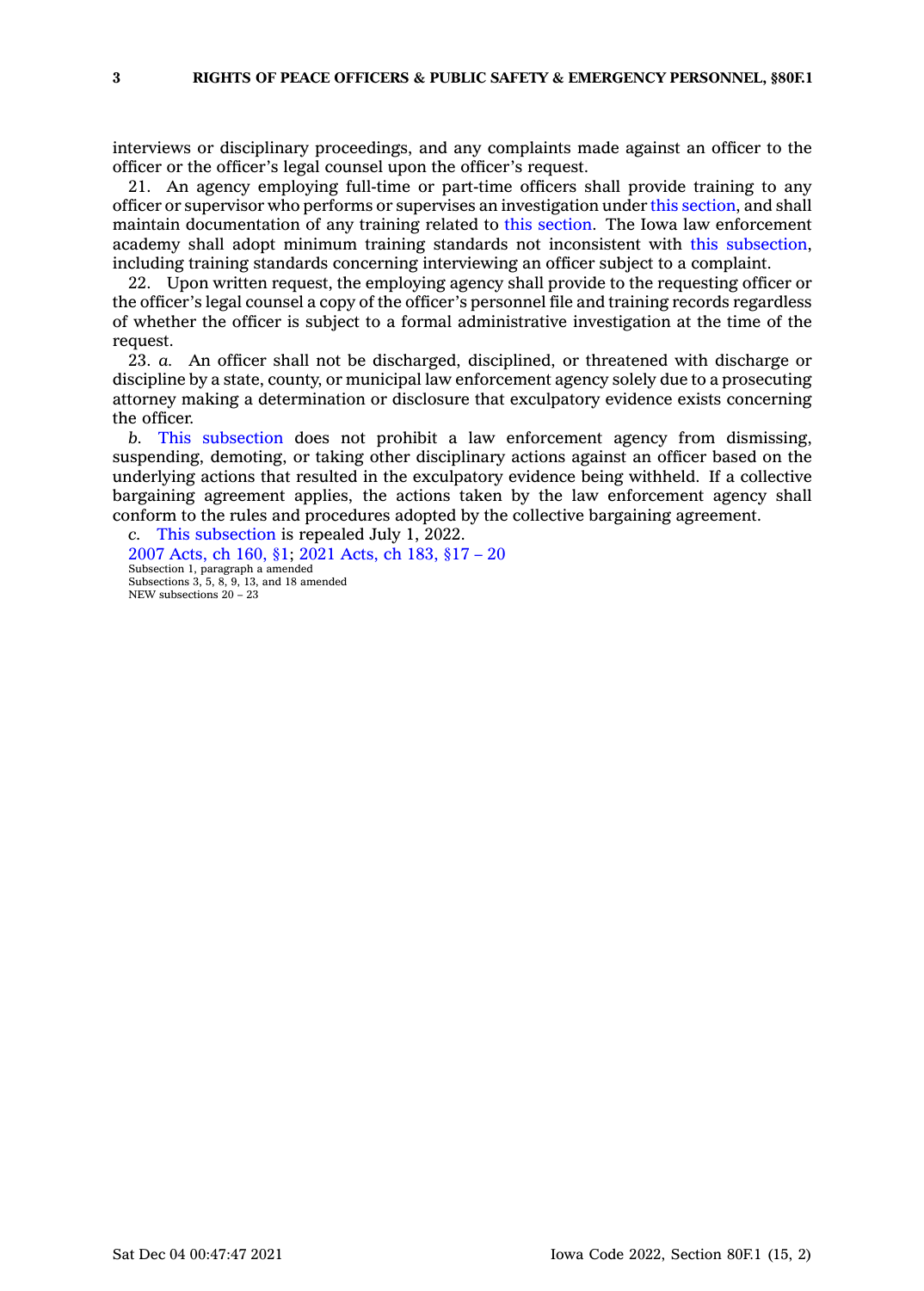interviews or disciplinary proceedings, and any complaints made against an officer to the officer or the officer's legal counsel upon the officer's request.

21. An agency employing full-time or part-time officers shall provide training to any officer or supervisor who performs or supervises an investigation under this section, and shall maintain documentation of any training related to this section. The Iowa law enforcement academy shall adopt minimum training standards not inconsistent with this subsection, including training standards concerning interviewing an officer subject to a complaint.

22. Upon written request, the employing agency shall provide to the requesting officer or the officer's legal counsel a copy of the officer's personnel file and training records regardless of whether the officer is subject to a formal administrative investigation at the time of the request.

23. *a.* An officer shall not be discharged, disciplined, or threatened with discharge or discipline by a state, county, or municipal law enforcement agency solely due to a prosecuting attorney making a determination or disclosure that exculpatory evidence exists concerning the officer.

*b.* This subsection does not prohibit a law enforcement agency from dismissing, suspending, demoting, or taking other disciplinary actions against an officer based on the underlying actions that resulted in the exculpatory evidence being withheld. If a collective bargaining agreement applies, the actions taken by the law enforcement agency shall conform to the rules and procedures adopted by the collective bargaining agreement.

*c.* This subsection is repealed July 1, 2022.

2007 Acts, ch 160, §1; 2021 Acts, ch 183, §17 – 20

Subsection 1, paragraph a amended
Subsections 3, 5, 8, 9, 13, and 18 amended
NEW subsections 20 – 23